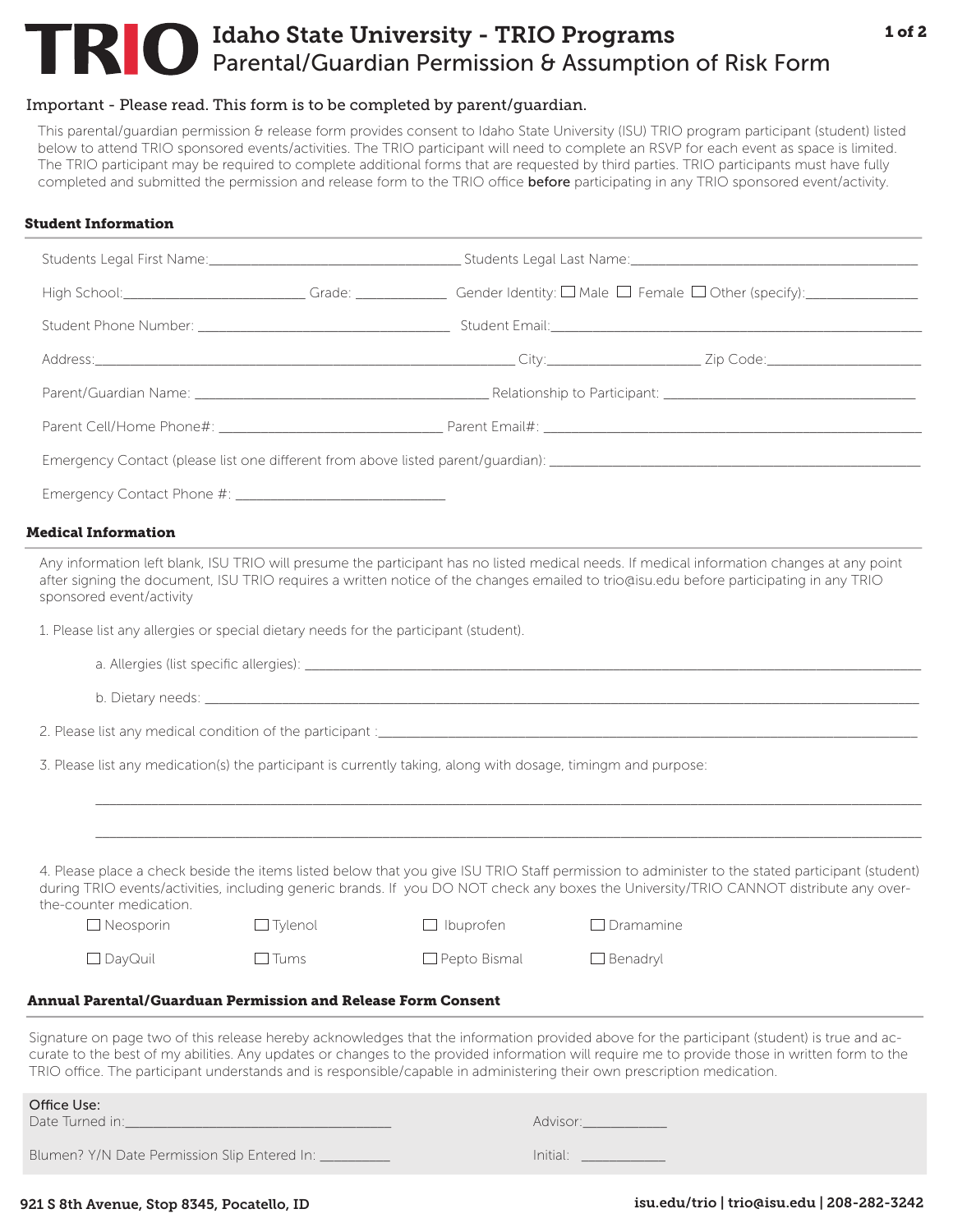# TRIO Idaho State University - TRIO Programs

## Parental/Guardian Permission & Assumption of Risk Form

Important - Please read. This form is to be completed by parent/guardian.

This parental/guardian permission & release form provides consent to Idaho State University (ISU) TRIO program participant (student) listed below to attend TRIO sponsored events/activities. The TRIO participant will need to complete an RSVP for each event as space is limited. The TRIO participant may be required to complete additional forms that are requested by third parties. TRIO participants must have fully completed and submitted the permission and release form to the TRIO office **before** participating in any TRIO sponsored event/activity.

### Student Information

Students Legal First Name:___________________________ Students Legal Last Name:___________________________

High School:___________________ Grade: __________ Gender Identity: ☐ Male ☐ Female ☐ Other (specify):______________

Student Phone Number: ___________________________ Student Email:___________________________

Address:___________________________________________ City:_________________ Zip Code:_________________

Parent/Guardian Name: ___________________________ Relationship to Participant: ___________________________

Parent Cell/Home Phone#: ______________________ Parent Email#: ___________________________

Emergency Contact (please list one different from above listed parent/guardian): ___________________________

Emergency Contact Phone #: ______________________

### Medical Information

Any information left blank, ISU TRIO will presume the participant has no listed medical needs. If medical information changes at any point after signing the document, ISU TRIO requires a written notice of the changes emailed to trio@isu.edu before participating in any TRIO sponsored event/activity

1. Please list any allergies or special dietary needs for the participant (student).

   a. Allergies (list specific allergies): ___________________________________________

   b. Dietary needs: ___________________________________________

2. Please list any medical condition of the participant :___________________________________________

3. Please list any medication(s) the participant is currently taking, along with dosage, timingm and purpose:

   ___________________________________________

   ___________________________________________

4. Please place a check beside the items listed below that you give ISU TRIO Staff permission to administer to the stated participant (student) during TRIO events/activities, including generic brands. If you DO NOT check any boxes the University/TRIO CANNOT distribute any over-the-counter medication.

   ☐ Neosporin ☐ Tylenol ☐ Ibuprofen ☐ Dramamine

   ☐ DayQuil ☐ Tums ☐ Pepto Bismal ☐ Benadryl

### Annual Parental/Guarduan Permission and Release Form Consent

Signature on page two of this release hereby acknowledges that the information provided above for the participant (student) is true and accurate to the best of my abilities. Any updates or changes to the provided information will require me to provide those in written form to the TRIO office. The participant understands and is responsible/capable in administering their own prescription medication.

Office Use:
Date Turned in:_____________________________ Advisor:__________

Blumen? Y/N Date Permission Slip Entered In: __________ Initial: __________

921 S 8th Avenue, Stop 8345, Pocatello, ID

isu.edu/trio | trio@isu.edu | 208-282-3242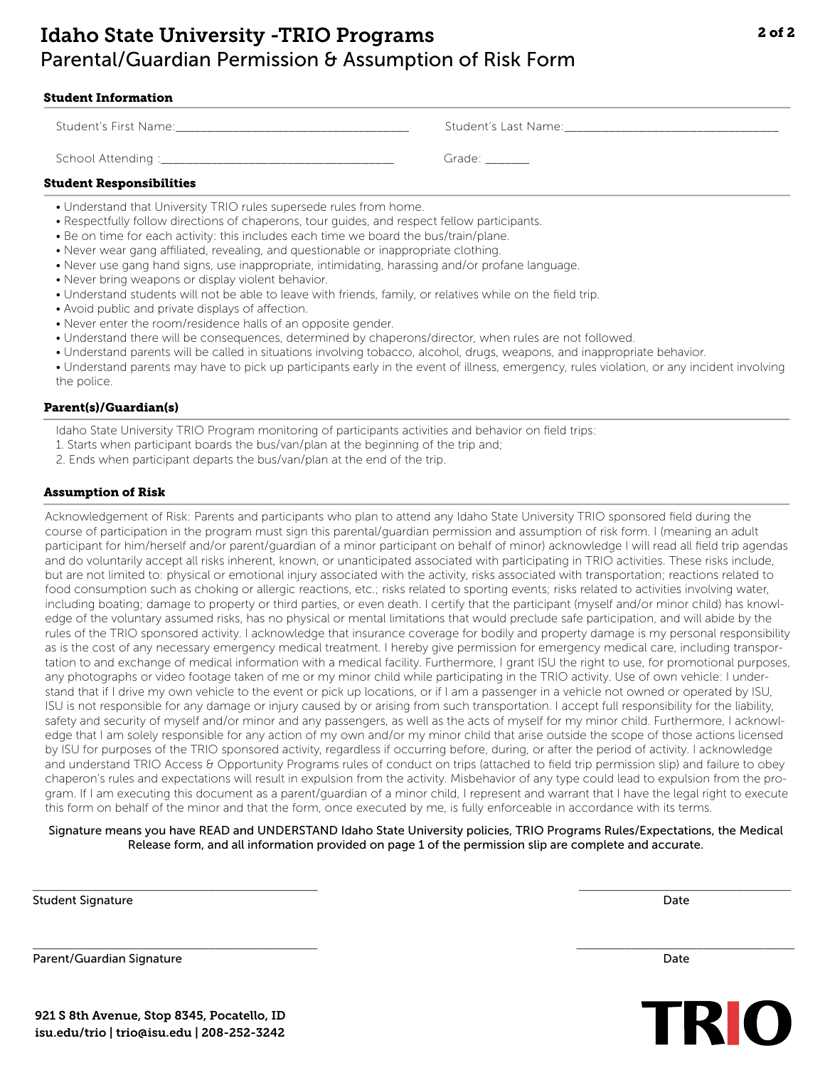# Idaho State University -TRIO Programs
## Parental/Guardian Permission & Assumption of Risk Form

### Student Information

Student's First Name:_________________________________ Student's Last Name:_________________________________

School Attending :_________________________________ Grade: _______

### Student Responsibilities

- Understand that University TRIO rules supersede rules from home.
- Respectfully follow directions of chaperons, tour guides, and respect fellow participants.
- Be on time for each activity: this includes each time we board the bus/train/plane.
- Never wear gang affiliated, revealing, and questionable or inappropriate clothing.
- Never use gang hand signs, use inappropriate, intimidating, harassing and/or profane language.
- Never bring weapons or display violent behavior.
- Understand students will not be able to leave with friends, family, or relatives while on the field trip.
- Avoid public and private displays of affection.
- Never enter the room/residence halls of an opposite gender.
- Understand there will be consequences, determined by chaperons/director, when rules are not followed.
- Understand parents will be called in situations involving tobacco, alcohol, drugs, weapons, and inappropriate behavior.
- Understand parents may have to pick up participants early in the event of illness, emergency, rules violation, or any incident involving the police.

### Parent(s)/Guardian(s)

Idaho State University TRIO Program monitoring of participants activities and behavior on field trips:

1. Starts when participant boards the bus/van/plan at the beginning of the trip and;
2. Ends when participant departs the bus/van/plan at the end of the trip.

### Assumption of Risk

Acknowledgement of Risk: Parents and participants who plan to attend any Idaho State University TRIO sponsored field during the course of participation in the program must sign this parental/guardian permission and assumption of risk form. I (meaning an adult participant for him/herself and/or parent/guardian of a minor participant on behalf of minor) acknowledge I will read all field trip agendas and do voluntarily accept all risks inherent, known, or unanticipated associated with participating in TRIO activities. These risks include, but are not limited to: physical or emotional injury associated with the activity, risks associated with transportation; reactions related to food consumption such as choking or allergic reactions, etc.; risks related to sporting events; risks related to activities involving water, including boating; damage to property or third parties, or even death. I certify that the participant (myself and/or minor child) has knowledge of the voluntary assumed risks, has no physical or mental limitations that would preclude safe participation, and will abide by the rules of the TRIO sponsored activity. I acknowledge that insurance coverage for bodily and property damage is my personal responsibility as is the cost of any necessary emergency medical treatment. I hereby give permission for emergency medical care, including transportation to and exchange of medical information with a medical facility. Furthermore, I grant ISU the right to use, for promotional purposes, any photographs or video footage taken of me or my minor child while participating in the TRIO activity. Use of own vehicle: I understand that if I drive my own vehicle to the event or pick up locations, or if I am a passenger in a vehicle not owned or operated by ISU, ISU is not responsible for any damage or injury caused by or arising from such transportation. I accept full responsibility for the liability, safety and security of myself and/or minor and any passengers, as well as the acts of myself for my minor child. Furthermore, I acknowledge that I am solely responsible for any action of my own and/or my minor child that arise outside the scope of those actions licensed by ISU for purposes of the TRIO sponsored activity, regardless if occurring before, during, or after the period of activity. I acknowledge and understand TRIO Access & Opportunity Programs rules of conduct on trips (attached to field trip permission slip) and failure to obey chaperon's rules and expectations will result in expulsion from the activity. Misbehavior of any type could lead to expulsion from the program. If I am executing this document as a parent/guardian of a minor child, I represent and warrant that I have the legal right to execute this form on behalf of the minor and that the form, once executed by me, is fully enforceable in accordance with its terms.

Signature means you have READ and UNDERSTAND Idaho State University policies, TRIO Programs Rules/Expectations, the Medical Release form, and all information provided on page 1 of the permission slip are complete and accurate.

_________________________________ _________________________
Student Signature Date

_________________________________ _________________________
Parent/Guardian Signature Date

921 S 8th Avenue, Stop 8345, Pocatello, ID
isu.edu/trio | trio@isu.edu | 208-252-3242

TRIO